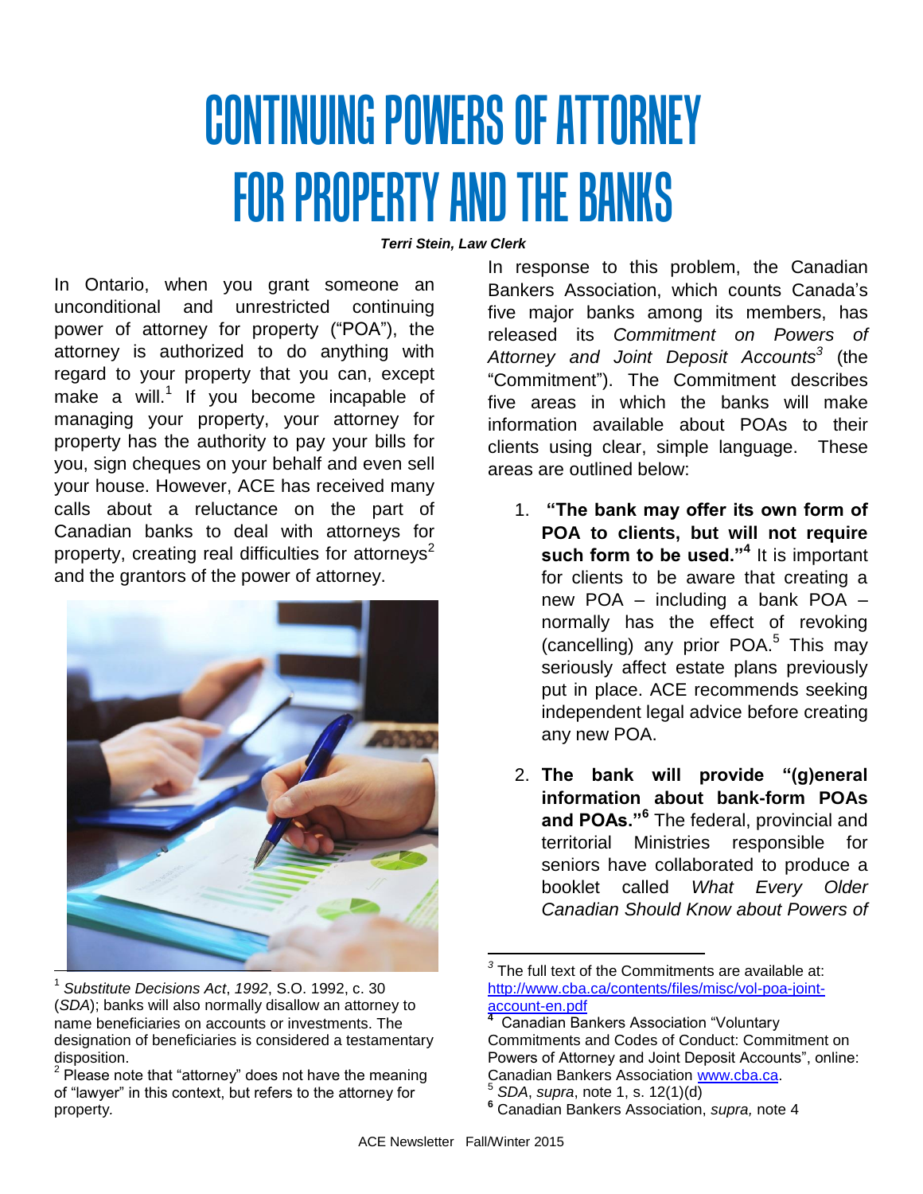# CONTINUING POWERS OF ATTORNEY FOR PROPERTY AND THE BANKS

***Terri Stein, Law Clerk***

In Ontario, when you grant someone an unconditional and unrestricted continuing power of attorney for property ("POA"), the attorney is authorized to do anything with regard to your property that you can, except make a will.[1] If you become incapable of managing your property, your attorney for property has the authority to pay your bills for you, sign cheques on your behalf and even sell your house. However, ACE has received many calls about a reluctance on the part of Canadian banks to deal with attorneys for property, creating real difficulties for attorneys[2] and the grantors of the power of attorney.

In response to this problem, the Canadian Bankers Association, which counts Canada's five major banks among its members, has released its *Commitment on Powers of Attorney and Joint Deposit Accounts*[3] (the "Commitment"). The Commitment describes five areas in which the banks will make information available about POAs to their clients using clear, simple language. These areas are outlined below:

1. **"The bank may offer its own form of POA to clients, but will not require such form to be used."[4]** It is important for clients to be aware that creating a new POA – including a bank POA – normally has the effect of revoking (cancelling) any prior POA.[5] This may seriously affect estate plans previously put in place. ACE recommends seeking independent legal advice before creating any new POA.

2. **The bank will provide "(g)eneral information about bank-form POAs and POAs."[6]** The federal, provincial and territorial Ministries responsible for seniors have collaborated to produce a booklet called *What Every Older Canadian Should Know about Powers of*

---

[1] *Substitute Decisions Act*, *1992*, S.O. 1992, c. 30 (*SDA*); banks will also normally disallow an attorney to name beneficiaries on accounts or investments. The designation of beneficiaries is considered a testamentary disposition.

[2] Please note that "attorney" does not have the meaning of "lawyer" in this context, but refers to the attorney for property.

[3] The full text of the Commitments are available at: http://www.cba.ca/contents/files/misc/vol-poa-joint-account-en.pdf

[4] Canadian Bankers Association "Voluntary Commitments and Codes of Conduct: Commitment on Powers of Attorney and Joint Deposit Accounts", online: Canadian Bankers Association www.cba.ca.

[5] *SDA*, *supra*, note 1, s. 12(1)(d)

[6] Canadian Bankers Association, *supra,* note 4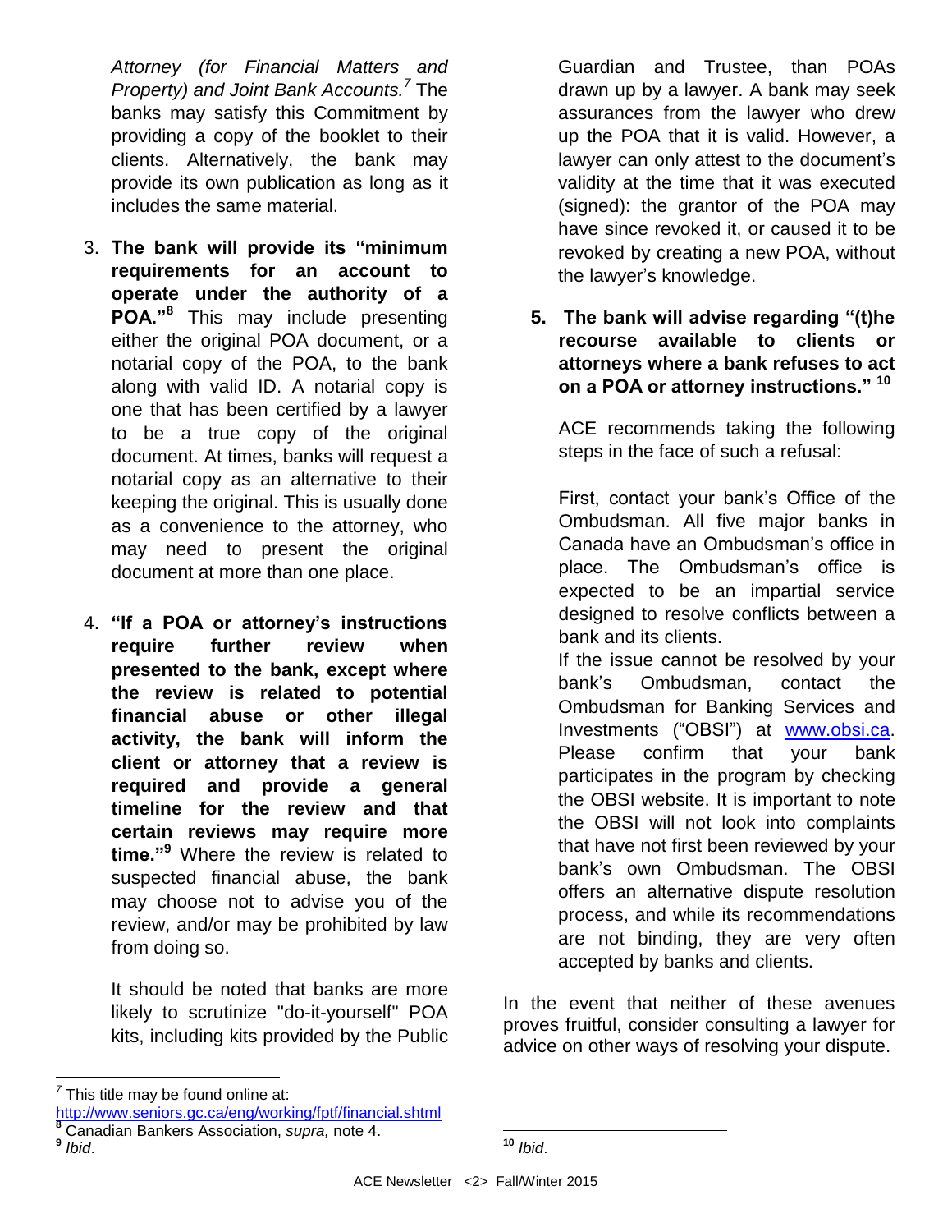*Attorney (for Financial Matters and Property) and Joint Bank Accounts.*[7] The banks may satisfy this Commitment by providing a copy of the booklet to their clients. Alternatively, the bank may provide its own publication as long as it includes the same material.

3. **The bank will provide its "minimum requirements for an account to operate under the authority of a POA."**[8] This may include presenting either the original POA document, or a notarial copy of the POA, to the bank along with valid ID. A notarial copy is one that has been certified by a lawyer to be a true copy of the original document. At times, banks will request a notarial copy as an alternative to their keeping the original. This is usually done as a convenience to the attorney, who may need to present the original document at more than one place.

4. **"If a POA or attorney's instructions require further review when presented to the bank, except where the review is related to potential financial abuse or other illegal activity, the bank will inform the client or attorney that a review is required and provide a general timeline for the review and that certain reviews may require more time."**[9] Where the review is related to suspected financial abuse, the bank may choose not to advise you of the review, and/or may be prohibited by law from doing so.

   It should be noted that banks are more likely to scrutinize "do-it-yourself" POA kits, including kits provided by the Public Guardian and Trustee, than POAs drawn up by a lawyer. A bank may seek assurances from the lawyer who drew up the POA that it is valid. However, a lawyer can only attest to the document's validity at the time that it was executed (signed): the grantor of the POA may have since revoked it, or caused it to be revoked by creating a new POA, without the lawyer's knowledge.

5. **The bank will advise regarding "(t)he recourse available to clients or attorneys where a bank refuses to act on a POA or attorney instructions."** [10]

   ACE recommends taking the following steps in the face of such a refusal:

   First, contact your bank's Office of the Ombudsman. All five major banks in Canada have an Ombudsman's office in place. The Ombudsman's office is expected to be an impartial service designed to resolve conflicts between a bank and its clients.
   If the issue cannot be resolved by your bank's Ombudsman, contact the Ombudsman for Banking Services and Investments ("OBSI") at www.obsi.ca. Please confirm that your bank participates in the program by checking the OBSI website. It is important to note the OBSI will not look into complaints that have not first been reviewed by your bank's own Ombudsman. The OBSI offers an alternative dispute resolution process, and while its recommendations are not binding, they are very often accepted by banks and clients.

In the event that neither of these avenues proves fruitful, consider consulting a lawyer for advice on other ways of resolving your dispute.

---

[7] This title may be found online at: http://www.seniors.gc.ca/eng/working/fptf/financial.shtml

[8] Canadian Bankers Association, *supra,* note 4.

[9] *Ibid*.

[10] *Ibid*.